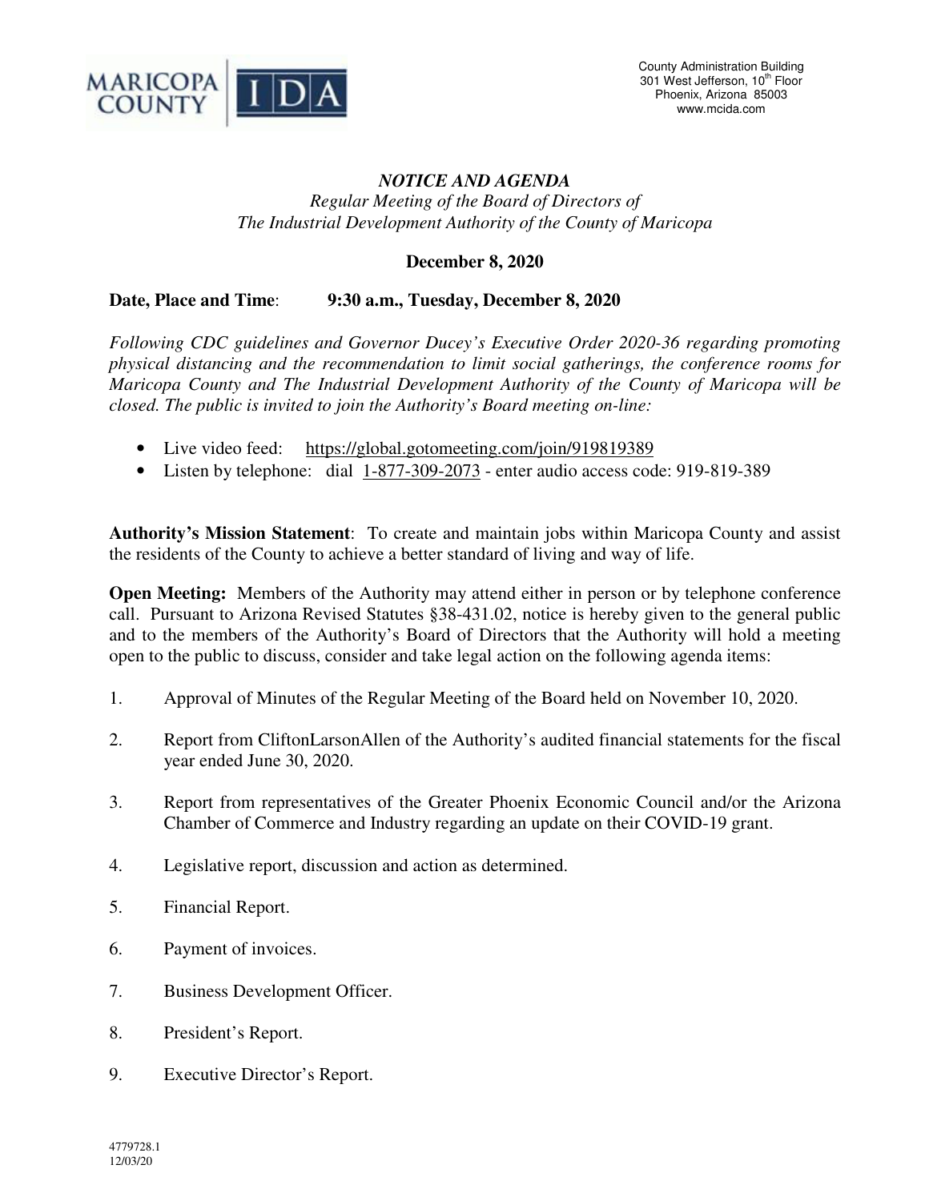MARICOPA COUNTY | IDA

County Administration Building
301 West Jefferson, 10th Floor
Phoenix, Arizona 85003
www.mcida.com

# *NOTICE AND AGENDA*

*Regular Meeting of the Board of Directors of*
*The Industrial Development Authority of the County of Maricopa*

**December 8, 2020**

**Date, Place and Time**: **9:30 a.m., Tuesday, December 8, 2020**

*Following CDC guidelines and Governor Ducey's Executive Order 2020-36 regarding promoting physical distancing and the recommendation to limit social gatherings, the conference rooms for Maricopa County and The Industrial Development Authority of the County of Maricopa will be closed. The public is invited to join the Authority's Board meeting on-line:*

- Live video feed: https://global.gotomeeting.com/join/919819389
- Listen by telephone: dial 1-877-309-2073 - enter audio access code: 919-819-389

**Authority's Mission Statement**: To create and maintain jobs within Maricopa County and assist the residents of the County to achieve a better standard of living and way of life.

**Open Meeting:** Members of the Authority may attend either in person or by telephone conference call. Pursuant to Arizona Revised Statutes §38-431.02, notice is hereby given to the general public and to the members of the Authority's Board of Directors that the Authority will hold a meeting open to the public to discuss, consider and take legal action on the following agenda items:

1. Approval of Minutes of the Regular Meeting of the Board held on November 10, 2020.
2. Report from CliftonLarsonAllen of the Authority's audited financial statements for the fiscal year ended June 30, 2020.
3. Report from representatives of the Greater Phoenix Economic Council and/or the Arizona Chamber of Commerce and Industry regarding an update on their COVID-19 grant.
4. Legislative report, discussion and action as determined.
5. Financial Report.
6. Payment of invoices.
7. Business Development Officer.
8. President's Report.
9. Executive Director's Report.

4779728.1
12/03/20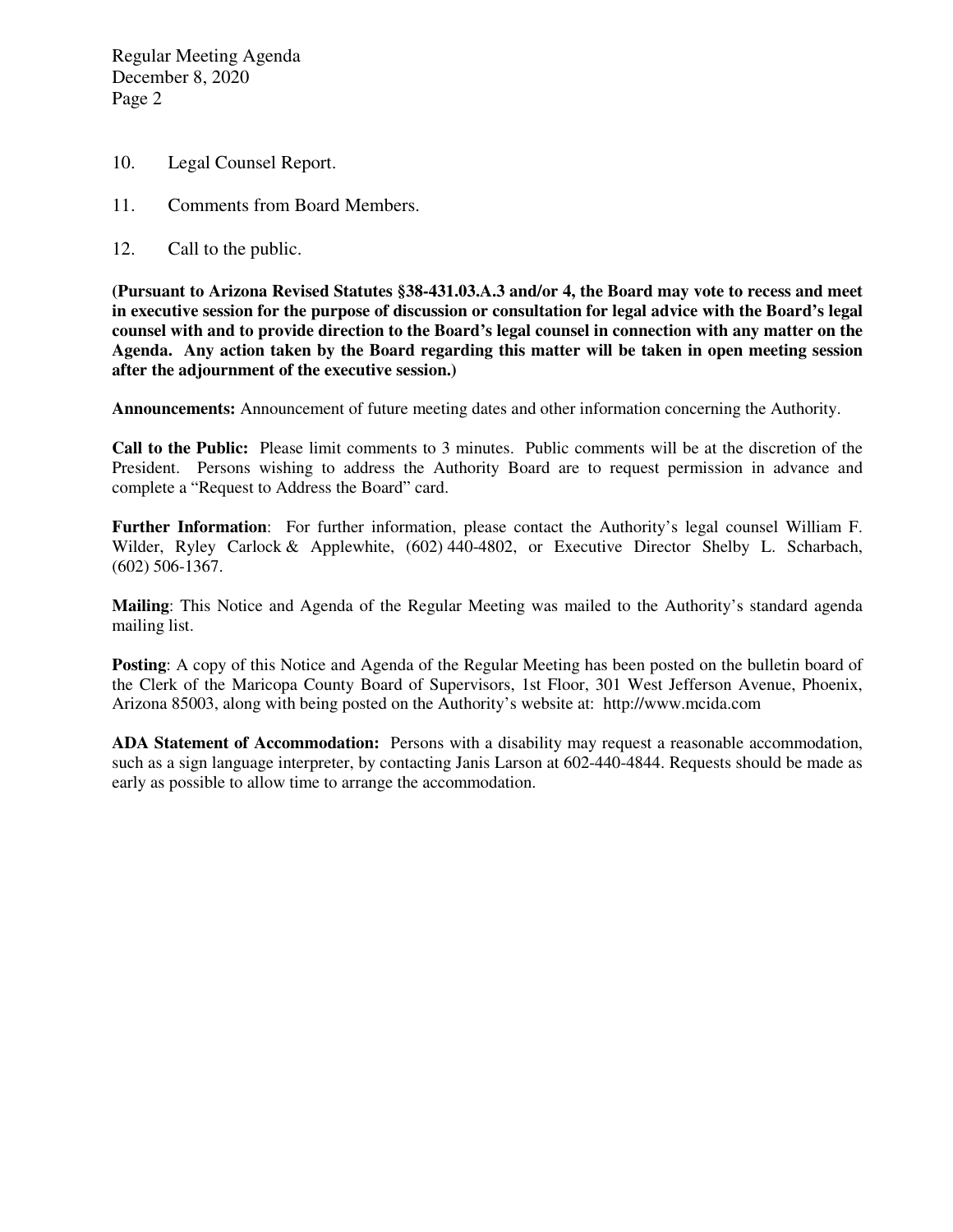10. Legal Counsel Report.

11. Comments from Board Members.

12. Call to the public.

**(Pursuant to Arizona Revised Statutes §38-431.03.A.3 and/or 4, the Board may vote to recess and meet in executive session for the purpose of discussion or consultation for legal advice with the Board's legal counsel with and to provide direction to the Board's legal counsel in connection with any matter on the Agenda. Any action taken by the Board regarding this matter will be taken in open meeting session after the adjournment of the executive session.)**

**Announcements:** Announcement of future meeting dates and other information concerning the Authority.

**Call to the Public:** Please limit comments to 3 minutes. Public comments will be at the discretion of the President. Persons wishing to address the Authority Board are to request permission in advance and complete a "Request to Address the Board" card.

**Further Information**: For further information, please contact the Authority's legal counsel William F. Wilder, Ryley Carlock & Applewhite, (602) 440-4802, or Executive Director Shelby L. Scharbach, (602) 506-1367.

**Mailing**: This Notice and Agenda of the Regular Meeting was mailed to the Authority's standard agenda mailing list.

**Posting**: A copy of this Notice and Agenda of the Regular Meeting has been posted on the bulletin board of the Clerk of the Maricopa County Board of Supervisors, 1st Floor, 301 West Jefferson Avenue, Phoenix, Arizona 85003, along with being posted on the Authority's website at: http://www.mcida.com

**ADA Statement of Accommodation:** Persons with a disability may request a reasonable accommodation, such as a sign language interpreter, by contacting Janis Larson at 602-440-4844. Requests should be made as early as possible to allow time to arrange the accommodation.